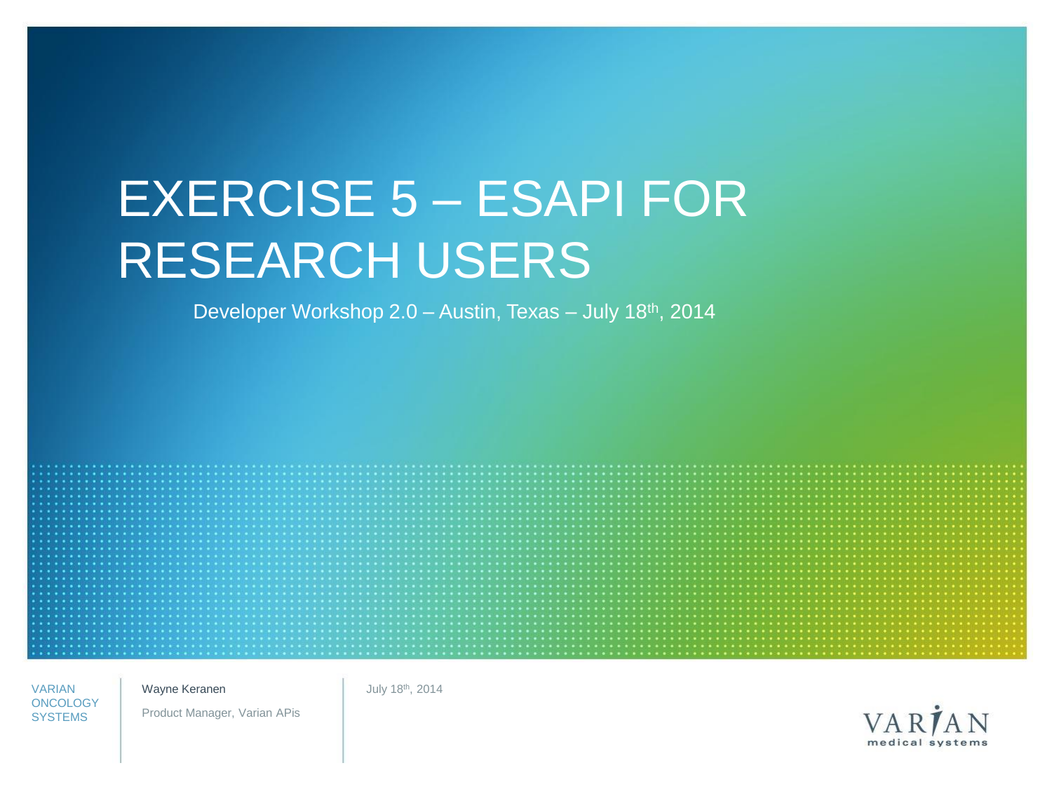# EXERCISE 5 – ESAPI FOR RESEARCH USERS

Developer Workshop 2.0 – Austin, Texas – July 18th, 2014

VARIAN ONCOLOGY SYSTEMS

Wayne Keranen

Product Manager, Varian APIs

July 18th, 2014

VARIAN medical systems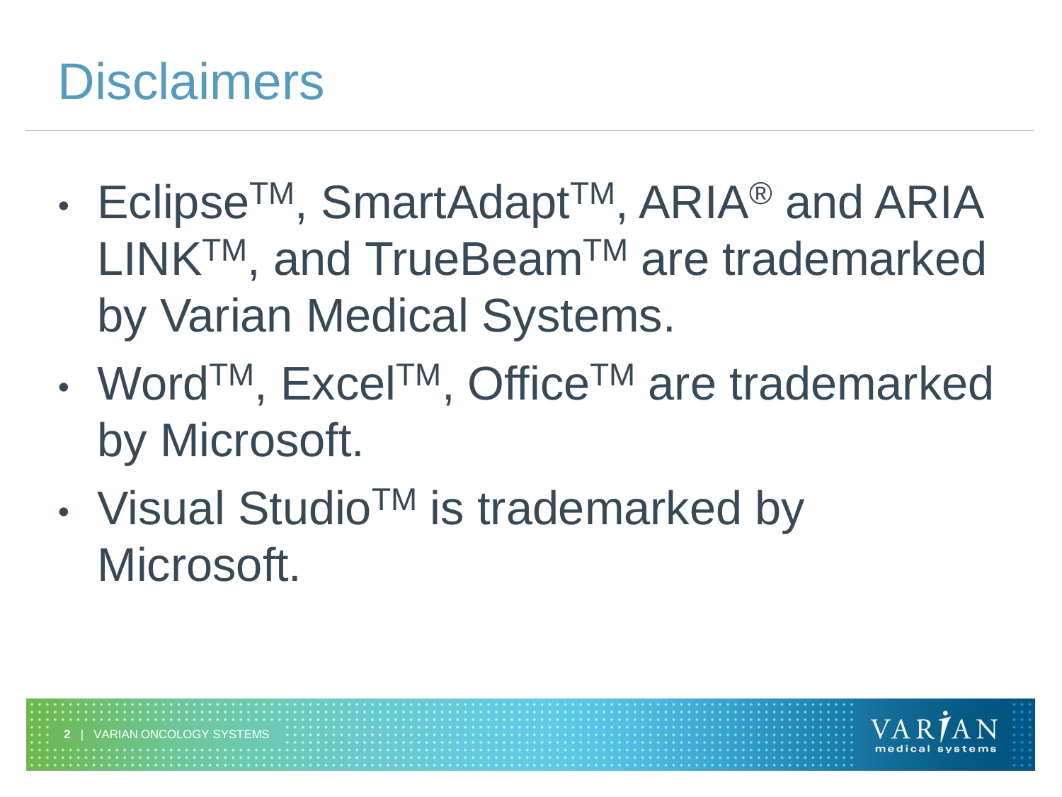# Disclaimers

- Eclipse™, SmartAdapt™, ARIA® and ARIA LINK™, and TrueBeam™ are trademarked by Varian Medical Systems.
- Word™, Excel™, Office™ are trademarked by Microsoft.
- Visual Studio™ is trademarked by Microsoft.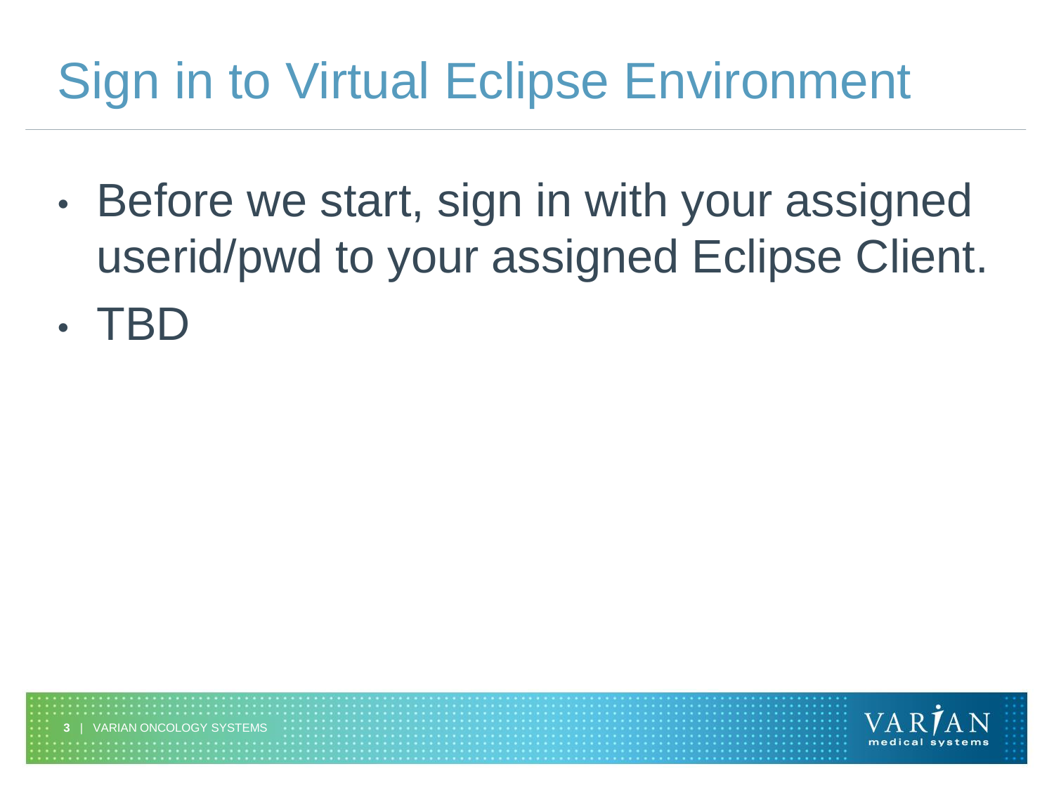# Sign in to Virtual Eclipse Environment

- Before we start, sign in with your assigned userid/pwd to your assigned Eclipse Client.
- TBD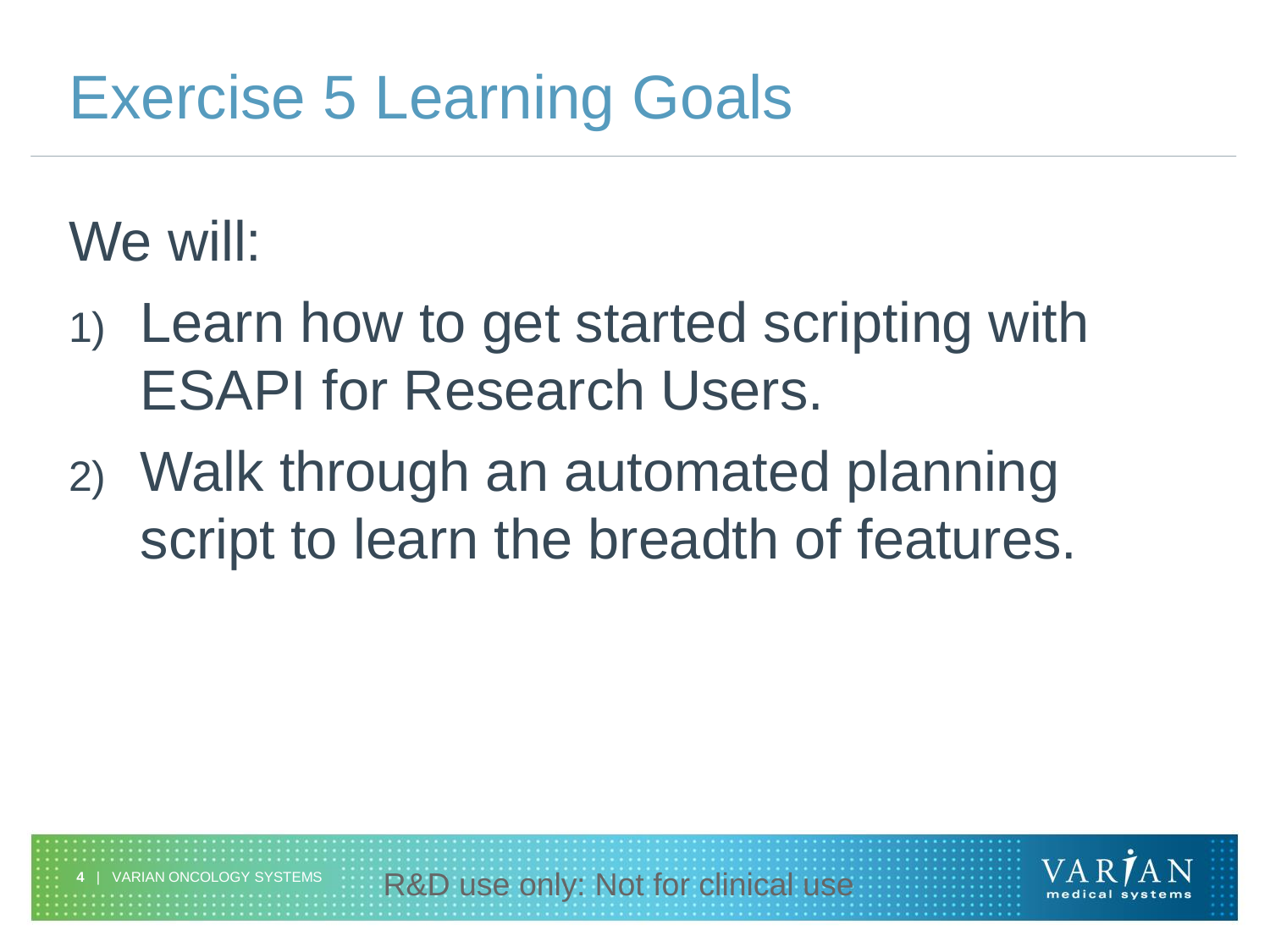# Exercise 5 Learning Goals

We will:

1) Learn how to get started scripting with ESAPI for Research Users.
2) Walk through an automated planning script to learn the breadth of features.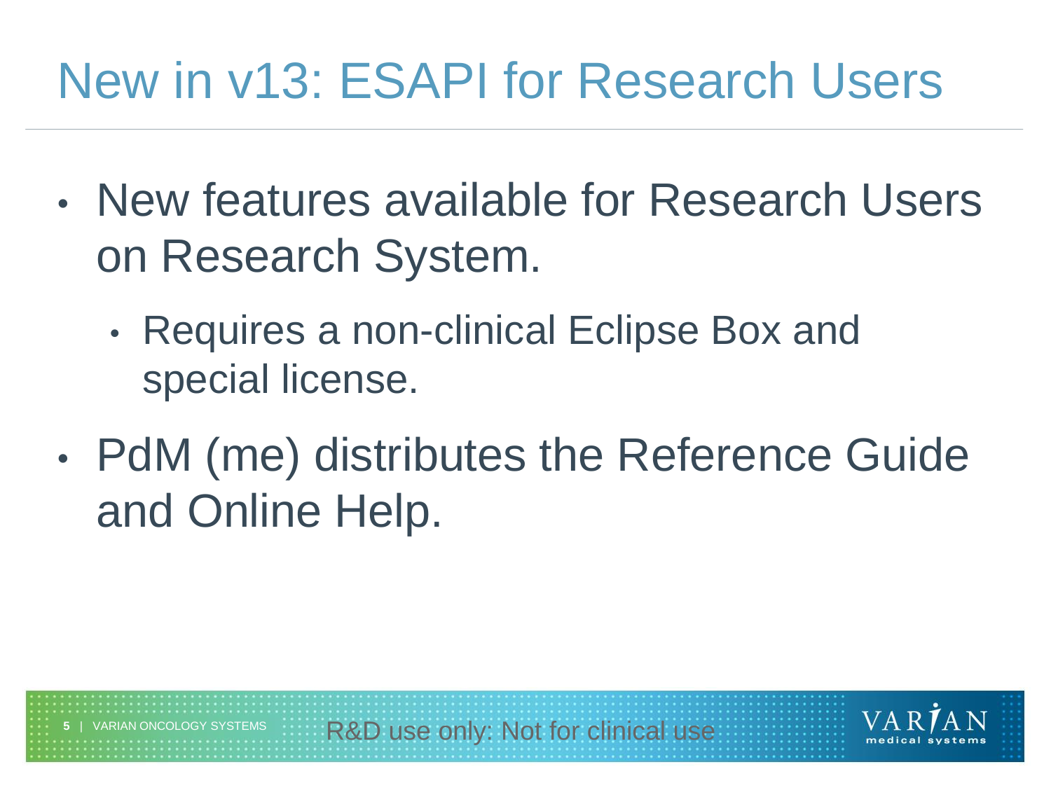# New in v13: ESAPI for Research Users

- New features available for Research Users on Research System.
  - Requires a non-clinical Eclipse Box and special license.
- PdM (me) distributes the Reference Guide and Online Help.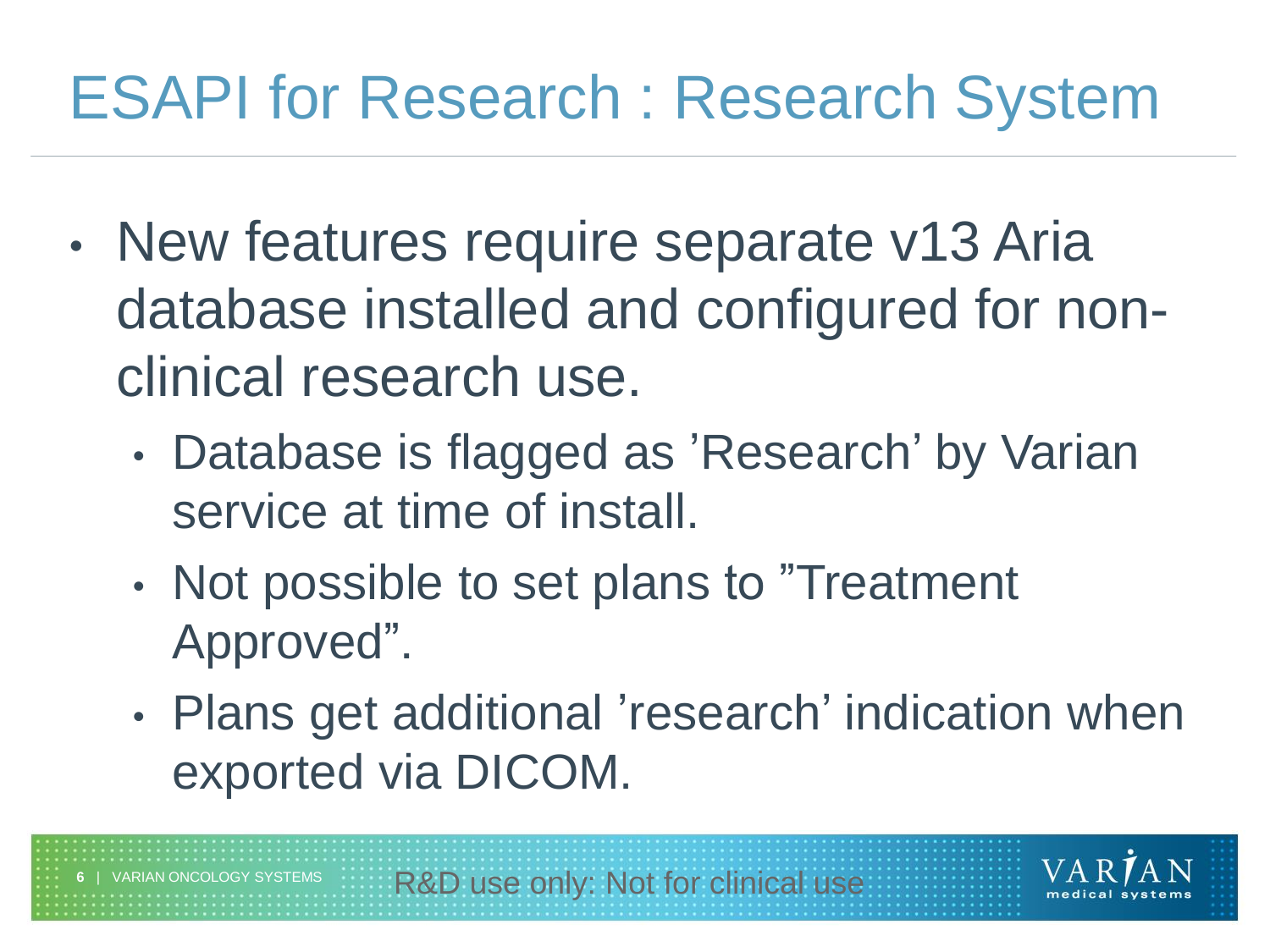# ESAPI for Research : Research System

- New features require separate v13 Aria database installed and configured for non-clinical research use.
  - Database is flagged as ’Research’ by Varian service at time of install.
  - Not possible to set plans to ”Treatment Approved”.
  - Plans get additional ’research’ indication when exported via DICOM.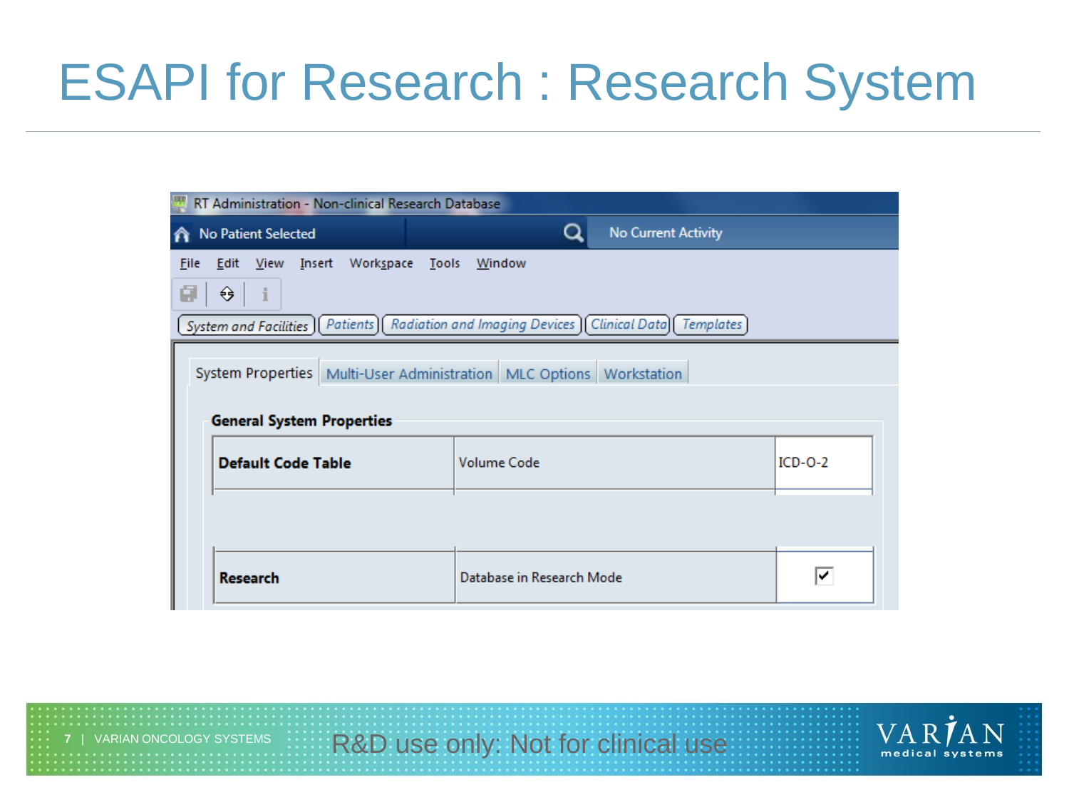# ESAPI for Research : Research System

RT Administration - Non-clinical Research Database

No Patient Selected | No Current Activity

File Edit View Insert Workspace Tools Window

System and Facilities | Patients | Radiation and Imaging Devices | Clinical Data | Templates

System Properties | Multi-User Administration | MLC Options | Workstation

**General System Properties**

| | | |
|---|---|---|
| **Default Code Table** | Volume Code | ICD-O-2 |
| **Research** | Database in Research Mode | ☑ |

R&D use only: Not for clinical use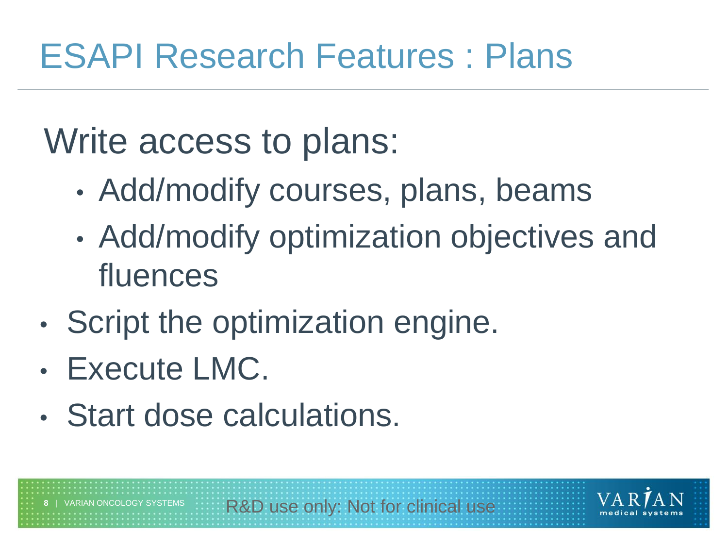# ESAPI Research Features : Plans

Write access to plans:

- Add/modify courses, plans, beams
- Add/modify optimization objectives and fluences

- Script the optimization engine.
- Execute LMC.
- Start dose calculations.

R&D use only: Not for clinical use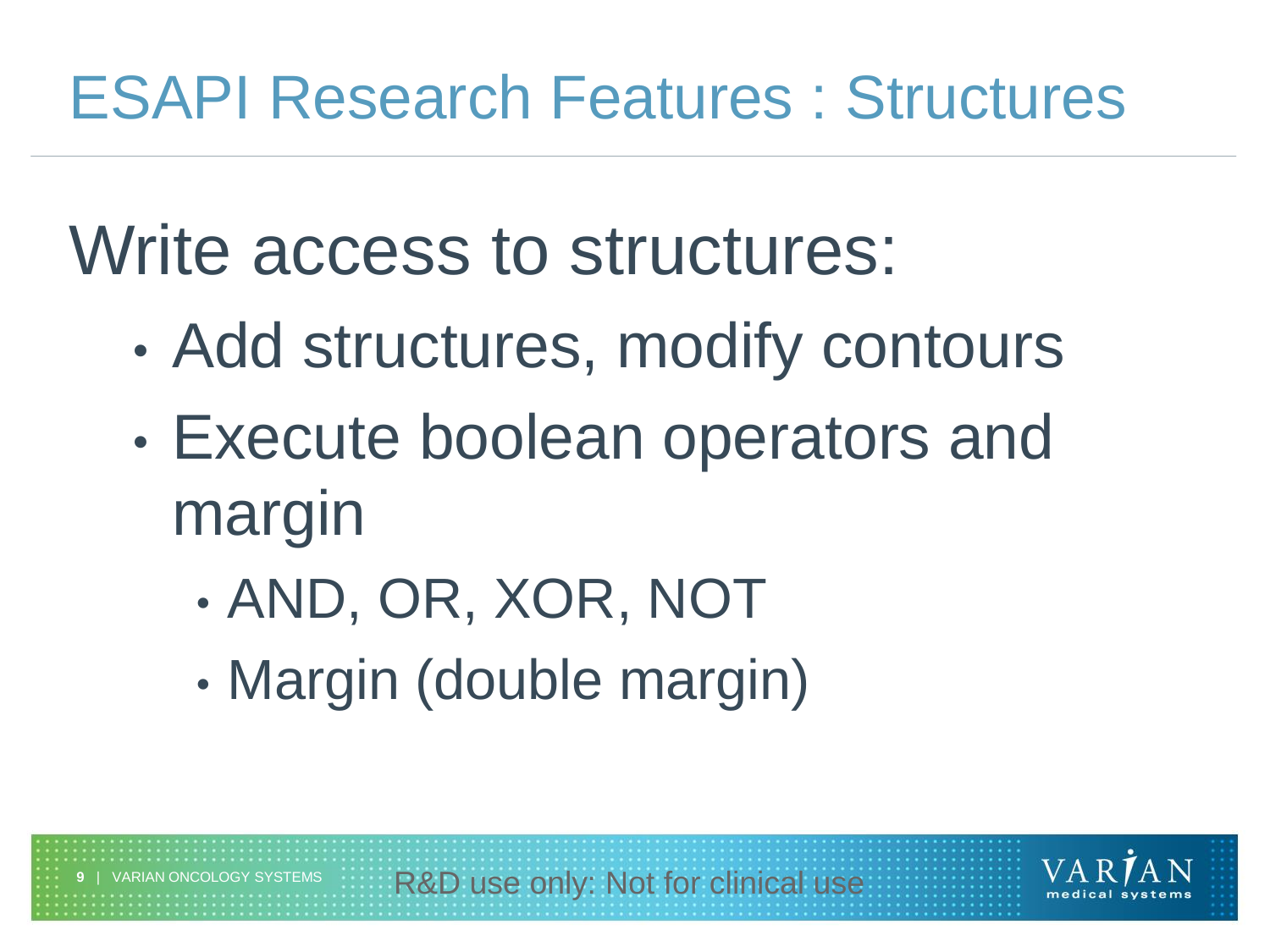# ESAPI Research Features : Structures

Write access to structures:

- Add structures, modify contours
- Execute boolean operators and margin
  - AND, OR, XOR, NOT
  - Margin (double margin)

R&D use only: Not for clinical use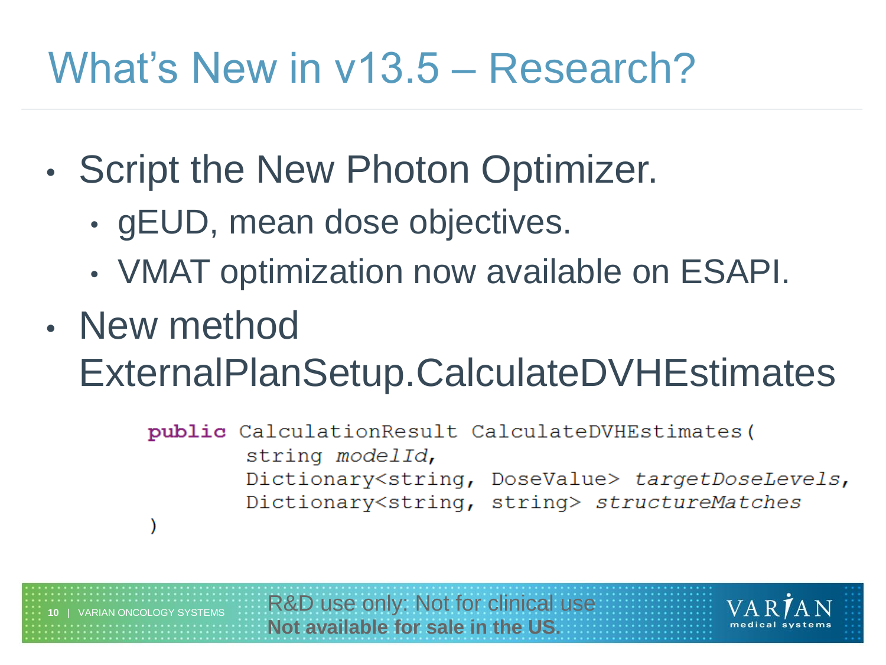# What's New in v13.5 – Research?

- Script the New Photon Optimizer.
  - gEUD, mean dose objectives.
  - VMAT optimization now available on ESAPI.
- New method ExternalPlanSetup.CalculateDVHEstimates

```
public CalculationResult CalculateDVHEstimates(
        string modelId,
        Dictionary<string, DoseValue> targetDoseLevels,
        Dictionary<string, string> structureMatches
)
```

R&D use only: Not for clinical use
**Not available for sale in the US.**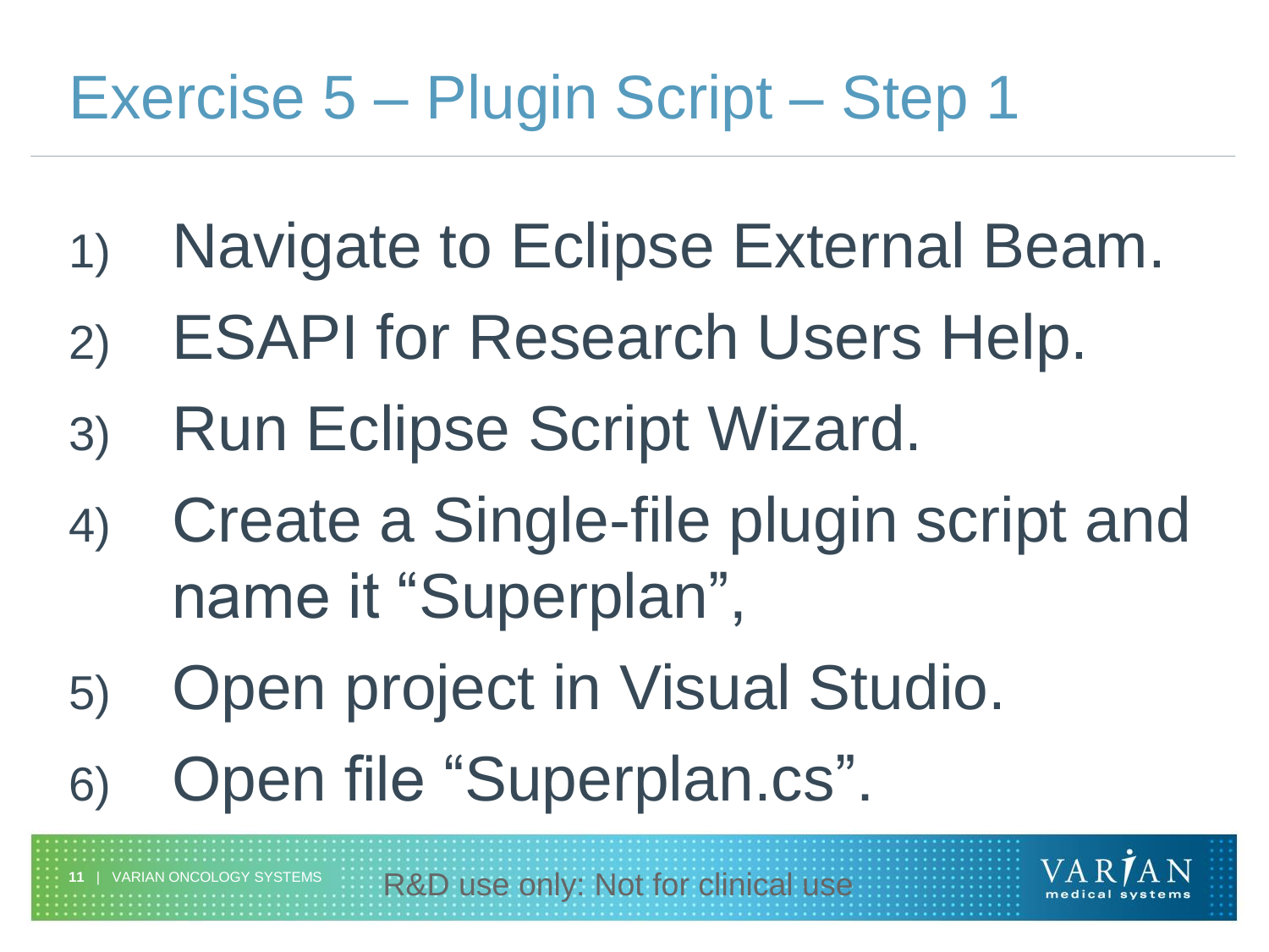# Exercise 5 – Plugin Script – Step 1

1) Navigate to Eclipse External Beam.
2) ESAPI for Research Users Help.
3) Run Eclipse Script Wizard.
4) Create a Single-file plugin script and name it “Superplan”,
5) Open project in Visual Studio.
6) Open file “Superplan.cs”.

R&D use only: Not for clinical use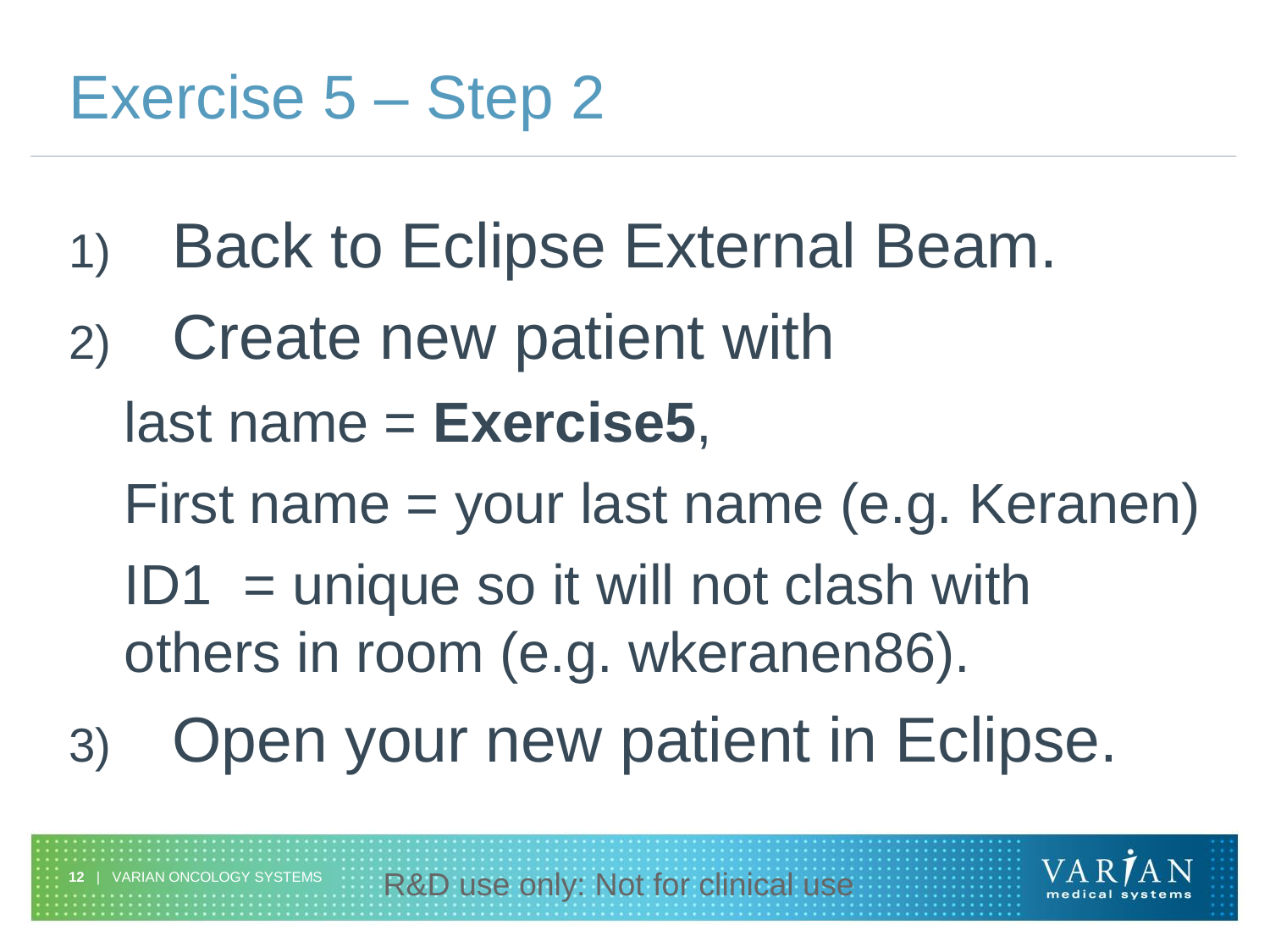# Exercise 5 – Step 2

1) Back to Eclipse External Beam.
2) Create new patient with

   last name = **Exercise5**,

   First name = your last name (e.g. Keranen)

   ID1 = unique so it will not clash with others in room (e.g. wkeranen86).
3) Open your new patient in Eclipse.

R&D use only: Not for clinical use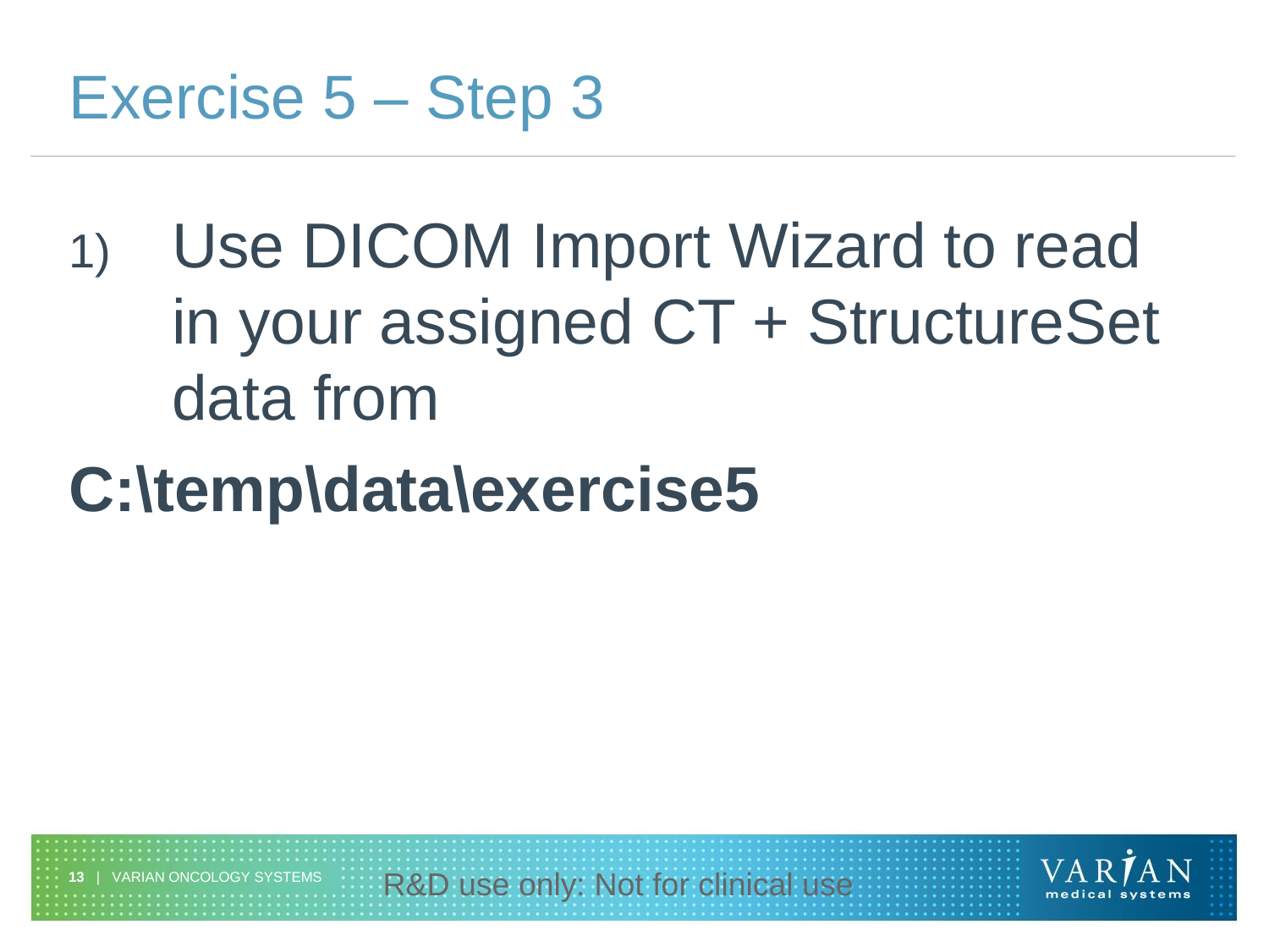# Exercise 5 – Step 3

1) Use DICOM Import Wizard to read in your assigned CT + StructureSet data from

**C:\temp\data\exercise5**

R&D use only: Not for clinical use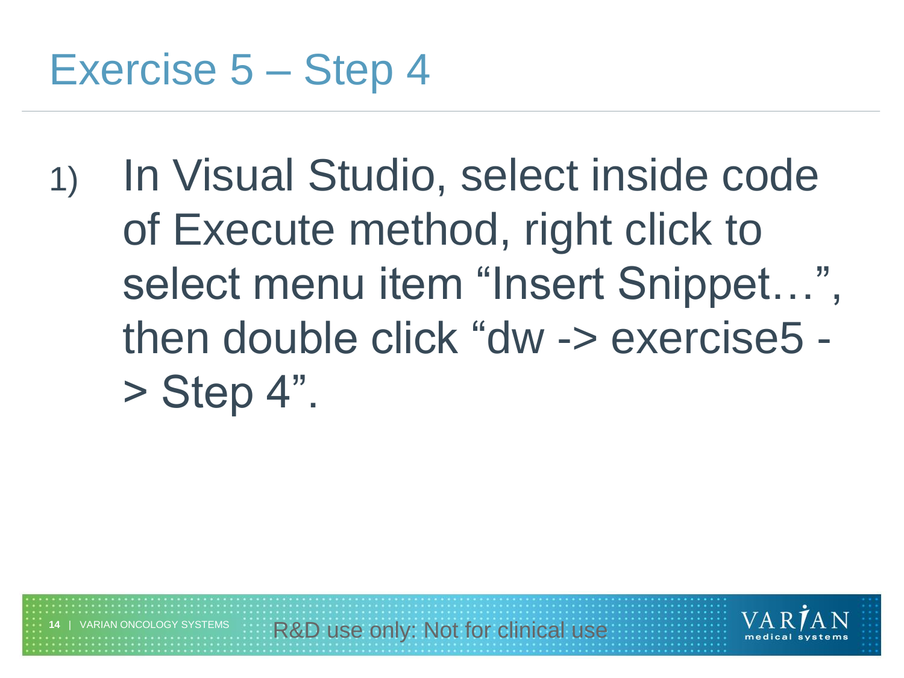# Exercise 5 – Step 4

1) In Visual Studio, select inside code of Execute method, right click to select menu item “Insert Snippet…”, then double click “dw -> exercise5 -> Step 4”.

R&D use only: Not for clinical use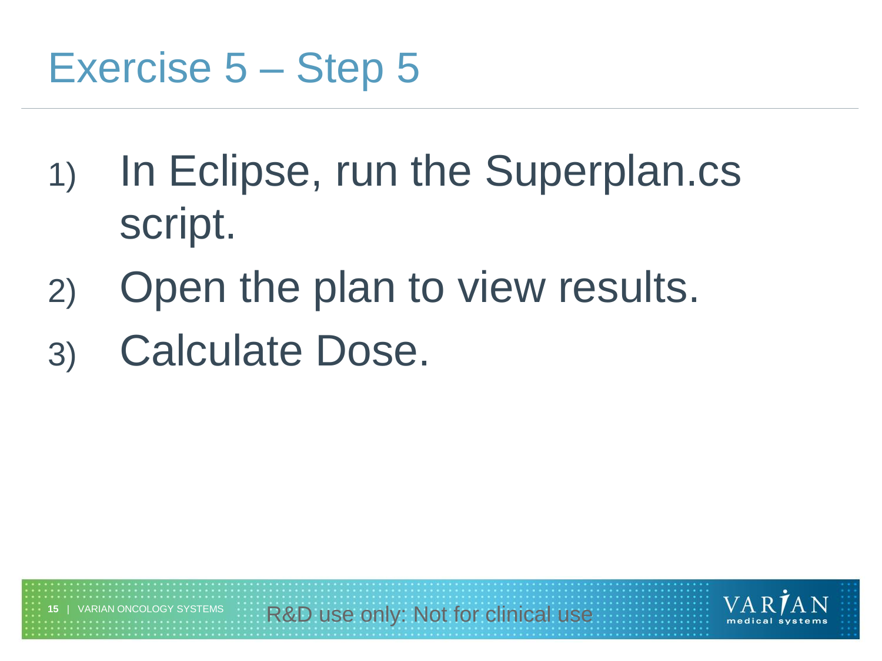# Exercise 5 – Step 5

1) In Eclipse, run the Superplan.cs script.
2) Open the plan to view results.
3) Calculate Dose.

R&D use only: Not for clinical use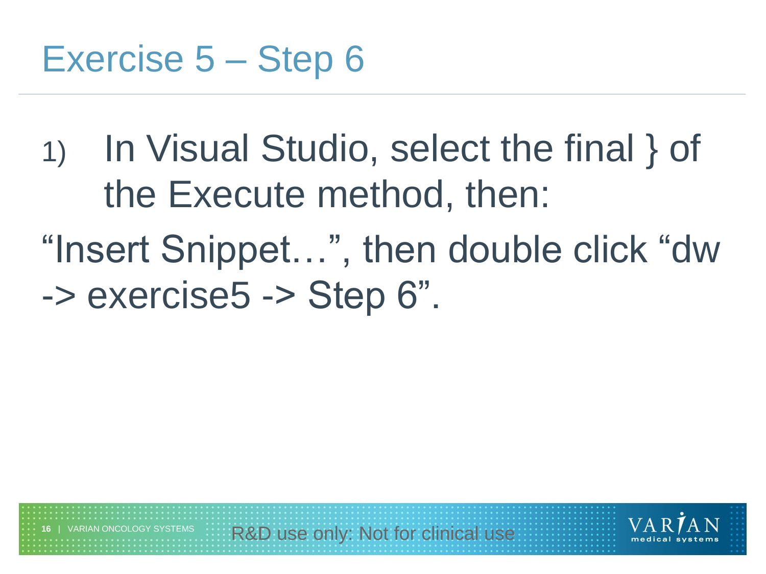# Exercise 5 – Step 6

1) In Visual Studio, select the final } of the Execute method, then:

"Insert Snippet…", then double click "dw -> exercise5 -> Step 6".

R&D use only: Not for clinical use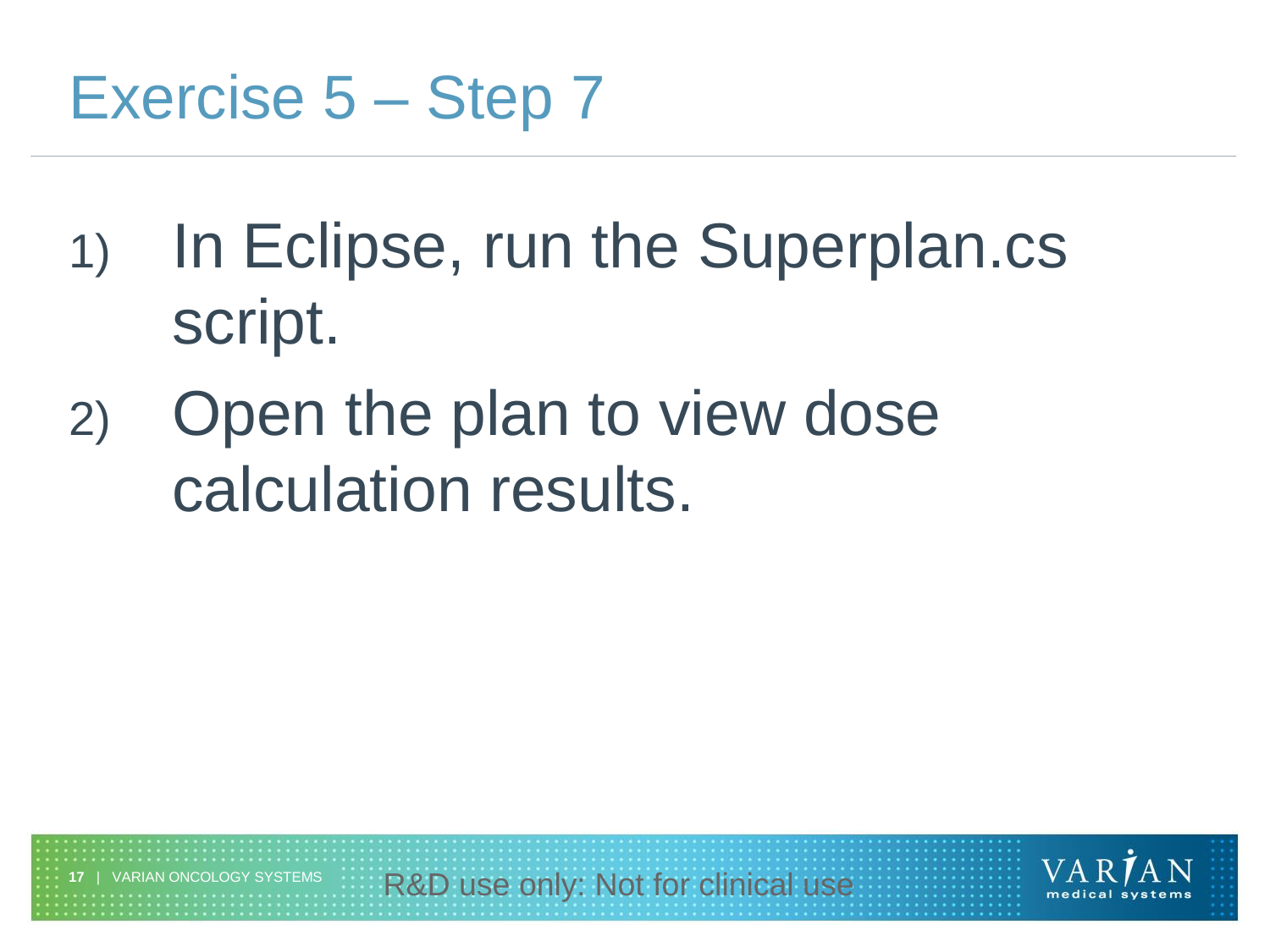# Exercise 5 – Step 7

1) In Eclipse, run the Superplan.cs script.
2) Open the plan to view dose calculation results.

R&D use only: Not for clinical use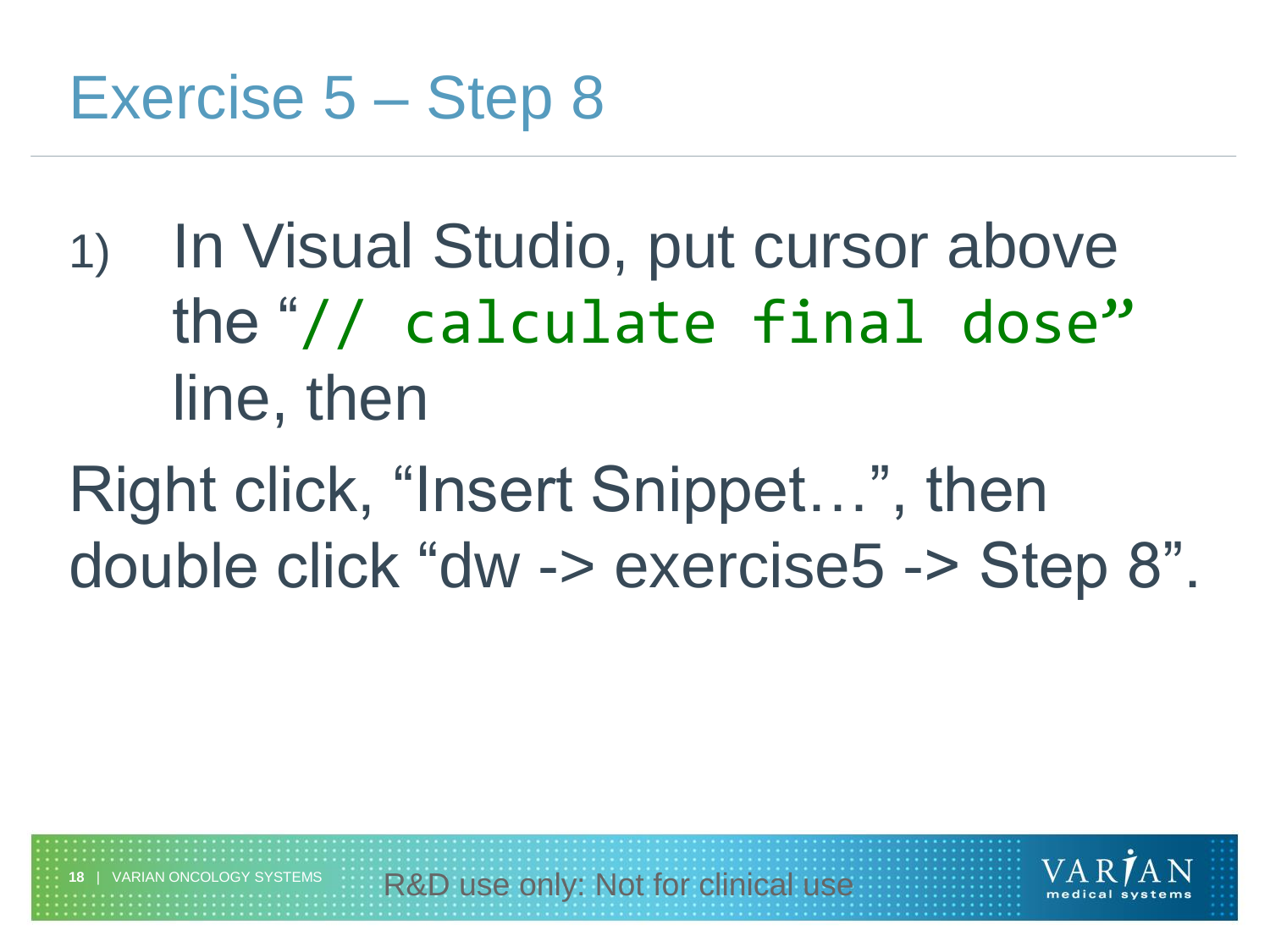# Exercise 5 – Step 8

1) In Visual Studio, put cursor above the "`// calculate final dose`" line, then

Right click, "Insert Snippet…", then double click "dw -> exercise5 -> Step 8".

R&D use only: Not for clinical use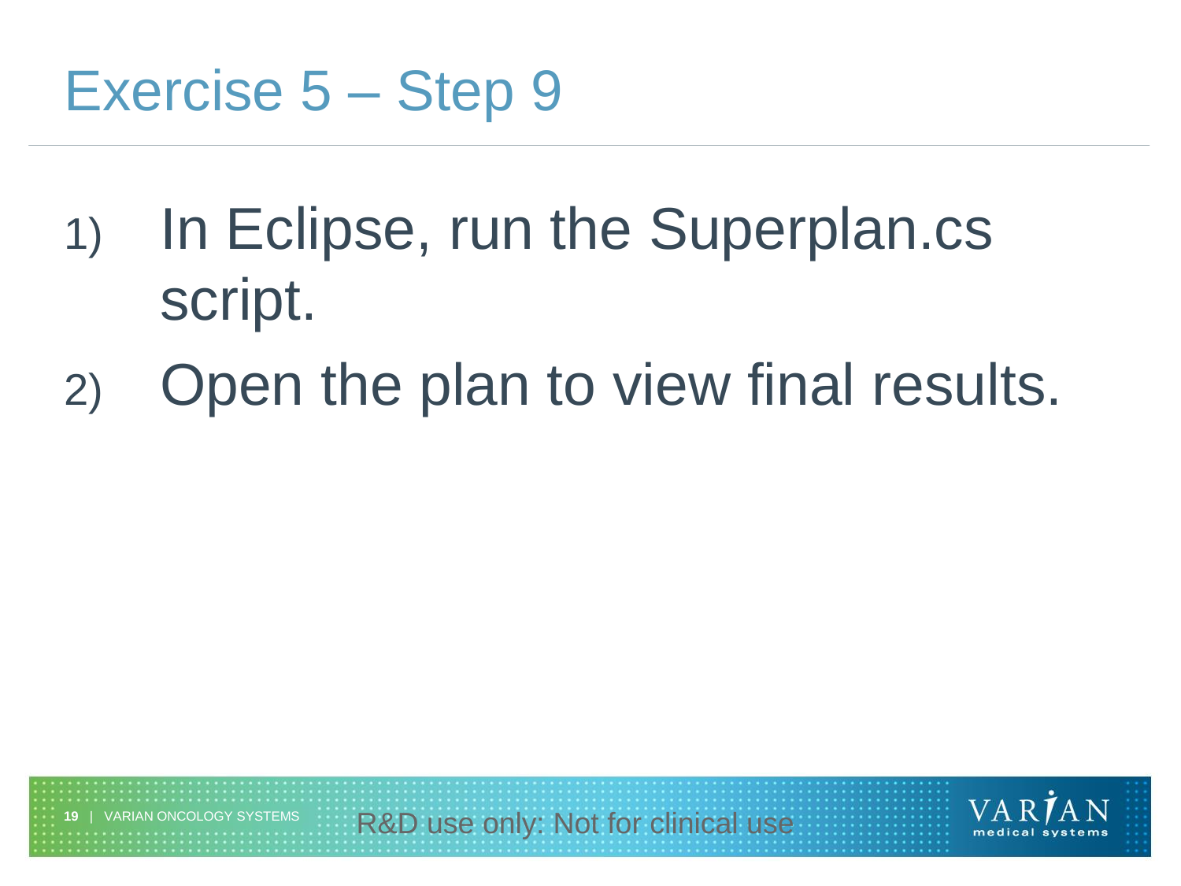# Exercise 5 – Step 9

1) In Eclipse, run the Superplan.cs script.
2) Open the plan to view final results.

R&D use only: Not for clinical use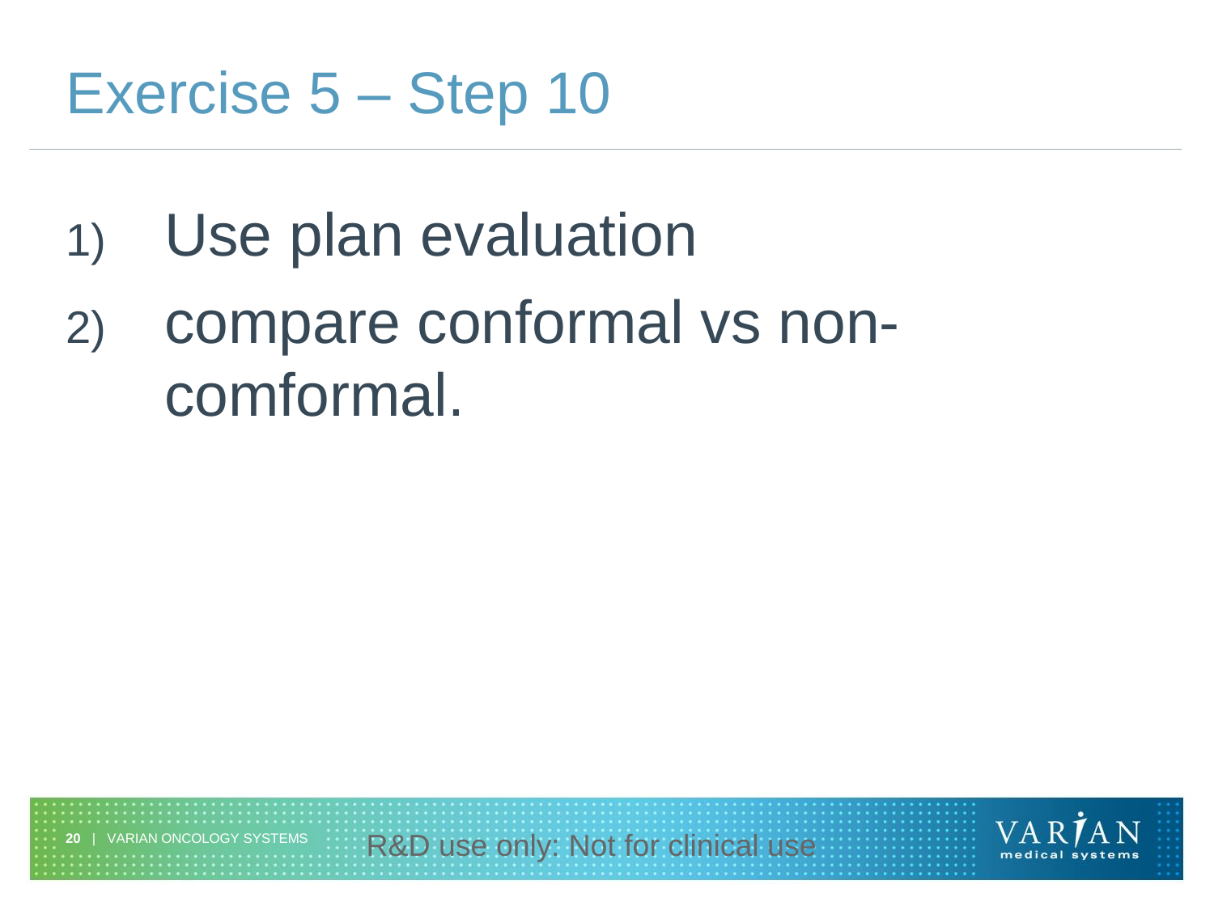# Exercise 5 – Step 10

1) Use plan evaluation
2) compare conformal vs non-comformal.

R&D use only: Not for clinical use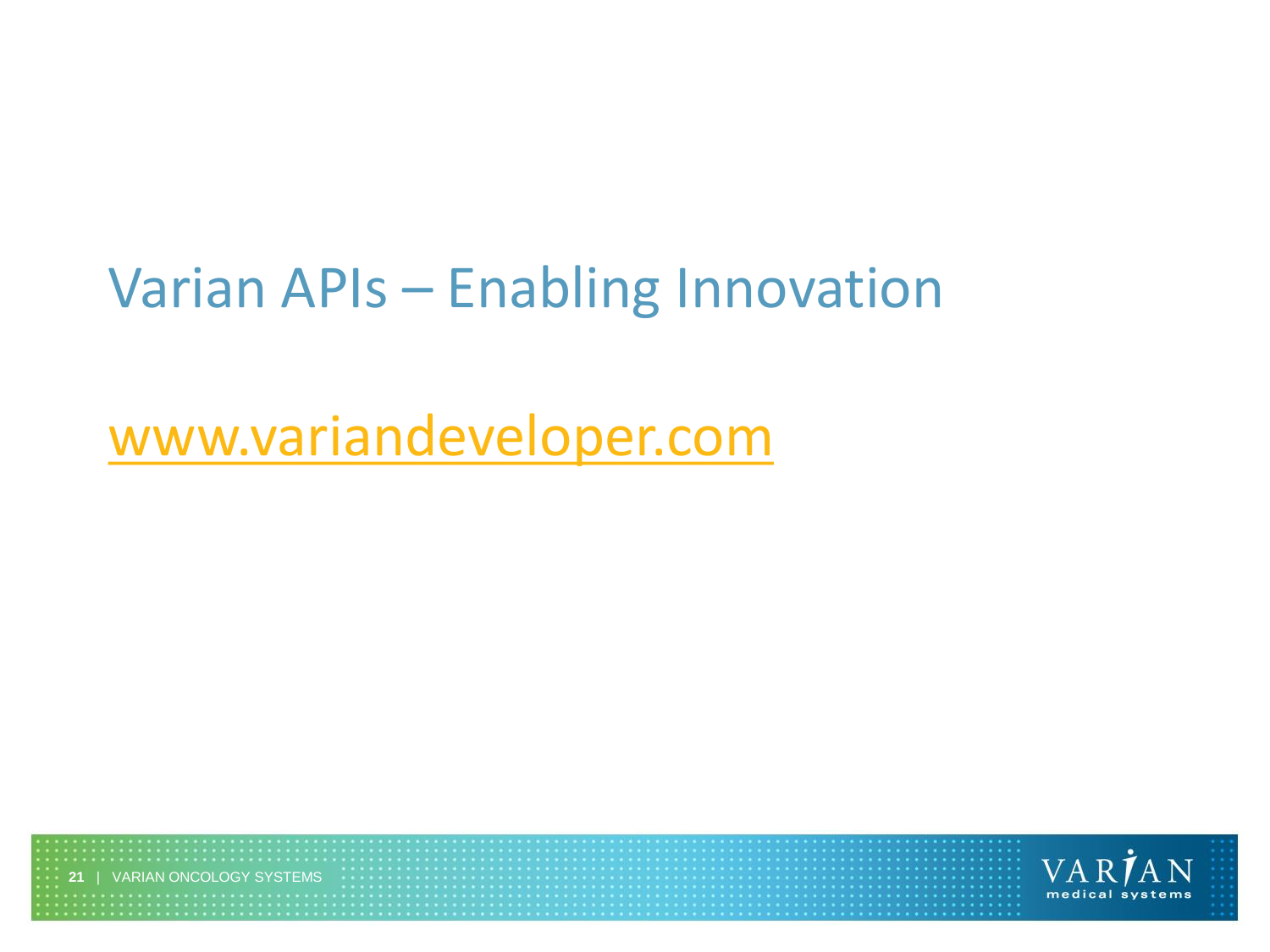# Varian APIs – Enabling Innovation

[www.variandeveloper.com](http://www.variandeveloper.com)